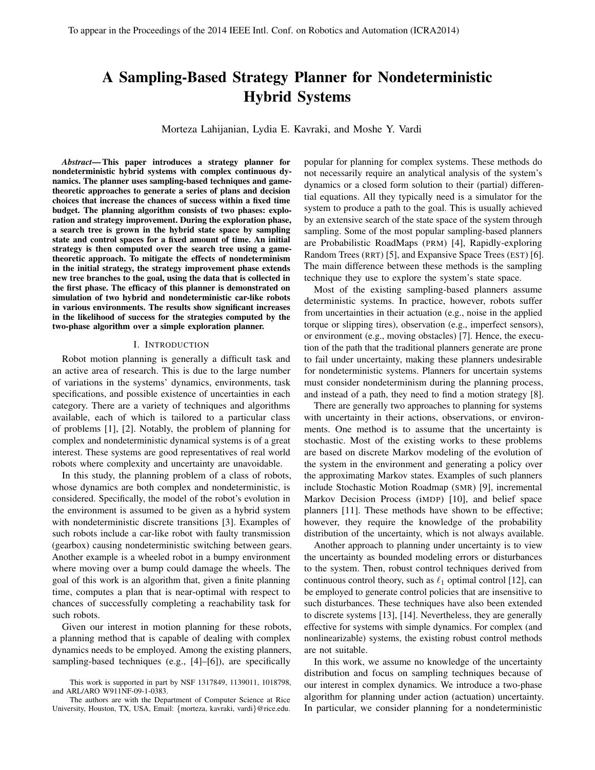To appear in the Proceedings of the 2014 IEEE Intl. Conf. on Robotics and Automation (ICRA2014)

# A Sampling-Based Strategy Planner for Nondeterministic Hybrid Systems

Morteza Lahijanian, Lydia E. Kavraki, and Moshe Y. Vardi

***Abstract*— This paper introduces a strategy planner for nondeterministic hybrid systems with complex continuous dynamics. The planner uses sampling-based techniques and game-theoretic approaches to generate a series of plans and decision choices that increase the chances of success within a fixed time budget. The planning algorithm consists of two phases: exploration and strategy improvement. During the exploration phase, a search tree is grown in the hybrid state space by sampling state and control spaces for a fixed amount of time. An initial strategy is then computed over the search tree using a game-theoretic approach. To mitigate the effects of nondeterminism in the initial strategy, the strategy improvement phase extends new tree branches to the goal, using the data that is collected in the first phase. The efficacy of this planner is demonstrated on simulation of two hybrid and nondeterministic car-like robots in various environments. The results show significant increases in the likelihood of success for the strategies computed by the two-phase algorithm over a simple exploration planner.**

## I. Introduction

Robot motion planning is generally a difficult task and an active area of research. This is due to the large number of variations in the systems' dynamics, environments, task specifications, and possible existence of uncertainties in each category. There are a variety of techniques and algorithms available, each of which is tailored to a particular class of problems [1], [2]. Notably, the problem of planning for complex and nondeterministic dynamical systems is of a great interest. These systems are good representatives of real world robots where complexity and uncertainty are unavoidable.

In this study, the planning problem of a class of robots, whose dynamics are both complex and nondeterministic, is considered. Specifically, the model of the robot's evolution in the environment is assumed to be given as a hybrid system with nondeterministic discrete transitions [3]. Examples of such robots include a car-like robot with faulty transmission (gearbox) causing nondeterministic switching between gears. Another example is a wheeled robot in a bumpy environment where moving over a bump could damage the wheels. The goal of this work is an algorithm that, given a finite planning time, computes a plan that is near-optimal with respect to chances of successfully completing a reachability task for such robots.

Given our interest in motion planning for these robots, a planning method that is capable of dealing with complex dynamics needs to be employed. Among the existing planners, sampling-based techniques (e.g., [4]–[6]), are specifically popular for planning for complex systems. These methods do not necessarily require an analytical analysis of the system's dynamics or a closed form solution to their (partial) differential equations. All they typically need is a simulator for the system to produce a path to the goal. This is usually achieved by an extensive search of the state space of the system through sampling. Some of the most popular sampling-based planners are Probabilistic RoadMaps (PRM) [4], Rapidly-exploring Random Trees (RRT) [5], and Expansive Space Trees (EST) [6]. The main difference between these methods is the sampling technique they use to explore the system's state space.

Most of the existing sampling-based planners assume deterministic systems. In practice, however, robots suffer from uncertainties in their actuation (e.g., noise in the applied torque or slipping tires), observation (e.g., imperfect sensors), or environment (e.g., moving obstacles) [7]. Hence, the execution of the path that the traditional planners generate are prone to fail under uncertainty, making these planners undesirable for nondeterministic systems. Planners for uncertain systems must consider nondeterminism during the planning process, and instead of a path, they need to find a motion strategy [8].

There are generally two approaches to planning for systems with uncertainty in their actions, observations, or environments. One method is to assume that the uncertainty is stochastic. Most of the existing works to these problems are based on discrete Markov modeling of the evolution of the system in the environment and generating a policy over the approximating Markov states. Examples of such planners include Stochastic Motion Roadmap (SMR) [9], incremental Markov Decision Process (iMDP) [10], and belief space planners [11]. These methods have shown to be effective; however, they require the knowledge of the probability distribution of the uncertainty, which is not always available.

Another approach to planning under uncertainty is to view the uncertainty as bounded modeling errors or disturbances to the system. Then, robust control techniques derived from continuous control theory, such as $\ell_1$ optimal control [12], can be employed to generate control policies that are insensitive to such disturbances. These techniques have also been extended to discrete systems [13], [14]. Nevertheless, they are generally effective for systems with simple dynamics. For complex (and nonlinearizable) systems, the existing robust control methods are not suitable.

In this work, we assume no knowledge of the uncertainty distribution and focus on sampling techniques because of our interest in complex dynamics. We introduce a two-phase algorithm for planning under action (actuation) uncertainty. In particular, we consider planning for a nondeterministic

This work is supported in part by NSF 1317849, 1139011, 1018798, and ARL/ARO W911NF-09-1-0383.

The authors are with the Department of Computer Science at Rice University, Houston, TX, USA, Email: {morteza, kavraki, vardi}@rice.edu.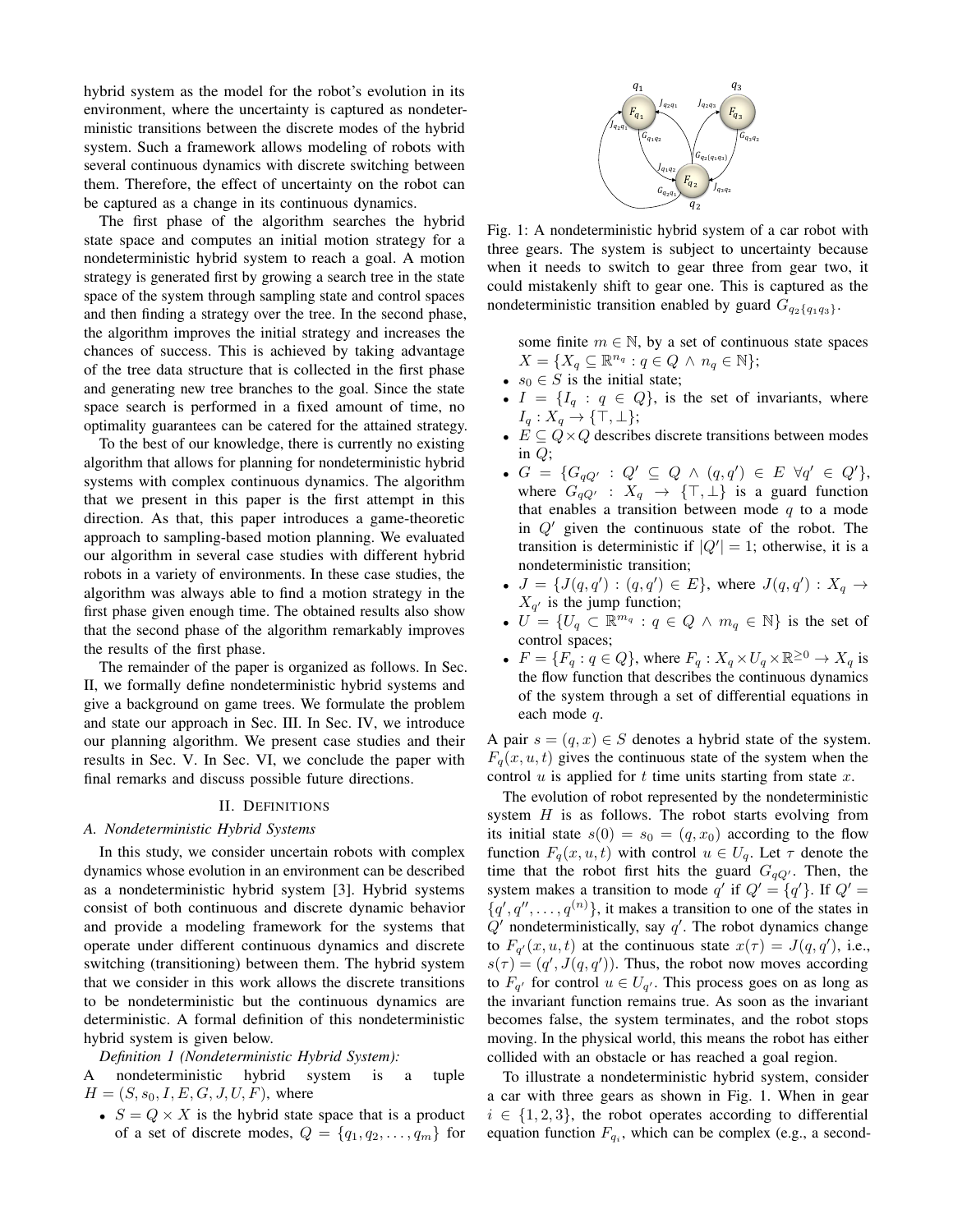hybrid system as the model for the robot's evolution in its environment, where the uncertainty is captured as nondeterministic transitions between the discrete modes of the hybrid system. Such a framework allows modeling of robots with several continuous dynamics with discrete switching between them. Therefore, the effect of uncertainty on the robot can be captured as a change in its continuous dynamics.

The first phase of the algorithm searches the hybrid state space and computes an initial motion strategy for a nondeterministic hybrid system to reach a goal. A motion strategy is generated first by growing a search tree in the state space of the system through sampling state and control spaces and then finding a strategy over the tree. In the second phase, the algorithm improves the initial strategy and increases the chances of success. This is achieved by taking advantage of the tree data structure that is collected in the first phase and generating new tree branches to the goal. Since the state space search is performed in a fixed amount of time, no optimality guarantees can be catered for the attained strategy.

To the best of our knowledge, there is currently no existing algorithm that allows for planning for nondeterministic hybrid systems with complex continuous dynamics. The algorithm that we present in this paper is the first attempt in this direction. As that, this paper introduces a game-theoretic approach to sampling-based motion planning. We evaluated our algorithm in several case studies with different hybrid robots in a variety of environments. In these case studies, the algorithm was always able to find a motion strategy in the first phase given enough time. The obtained results also show that the second phase of the algorithm remarkably improves the results of the first phase.

The remainder of the paper is organized as follows. In Sec. II, we formally define nondeterministic hybrid systems and give a background on game trees. We formulate the problem and state our approach in Sec. III. In Sec. IV, we introduce our planning algorithm. We present case studies and their results in Sec. V. In Sec. VI, we conclude the paper with final remarks and discuss possible future directions.

## II. Definitions

### A. Nondeterministic Hybrid Systems

In this study, we consider uncertain robots with complex dynamics whose evolution in an environment can be described as a nondeterministic hybrid system [3]. Hybrid systems consist of both continuous and discrete dynamic behavior and provide a modeling framework for the systems that operate under different continuous dynamics and discrete switching (transitioning) between them. The hybrid system that we consider in this work allows the discrete transitions to be nondeterministic but the continuous dynamics are deterministic. A formal definition of this nondeterministic hybrid system is given below.

*Definition 1 (Nondeterministic Hybrid System):* A nondeterministic hybrid system is a tuple $H = (S, s_0, I, E, G, J, U, F)$, where

- $S = Q \times X$ is the hybrid state space that is a product of a set of discrete modes, $Q = \{q_1, q_2, \dots, q_m\}$ for some finite $m \in \mathbb{N}$, by a set of continuous state spaces $X = \{X_q \subseteq \mathbb{R}^{n_q} : q \in Q \wedge n_q \in \mathbb{N}\}$;
- $s_0 \in S$ is the initial state;
- $I = \{I_q : q \in Q\}$, is the set of invariants, where $I_q : X_q \to \{\top, \bot\}$;
- $E \subseteq Q \times Q$ describes discrete transitions between modes in $Q$;
- $G = \{G_{qQ'} : Q' \subseteq Q \wedge (q, q') \in E \; \forall q' \in Q'\}$, where $G_{qQ'} : X_q \to \{\top, \bot\}$ is a guard function that enables a transition between mode $q$ to a mode in $Q'$ given the continuous state of the robot. The transition is deterministic if $|Q'| = 1$; otherwise, it is a nondeterministic transition;
- $J = \{J(q, q') : (q, q') \in E\}$, where $J(q, q') : X_q \to X_{q'}$ is the jump function;
- $U = \{U_q \subset \mathbb{R}^{m_q} : q \in Q \wedge m_q \in \mathbb{N}\}$ is the set of control spaces;
- $F = \{F_q : q \in Q\}$, where $F_q : X_q \times U_q \times \mathbb{R}^{\geq 0} \to X_q$ is the flow function that describes the continuous dynamics of the system through a set of differential equations in each mode $q$.

A pair $s = (q, x) \in S$ denotes a hybrid state of the system. $F_q(x, u, t)$ gives the continuous state of the system when the control $u$ is applied for $t$ time units starting from state $x$.

The evolution of robot represented by the nondeterministic system $H$ is as follows. The robot starts evolving from its initial state $s(0) = s_0 = (q, x_0)$ according to the flow function $F_q(x, u, t)$ with control $u \in U_q$. Let $\tau$ denote the time that the robot first hits the guard $G_{qQ'}$. Then, the system makes a transition to mode $q'$ if $Q' = \{q'\}$. If $Q' = \{q', q'', \dots, q^{(n)}\}$, it makes a transition to one of the states in $Q'$ nondeterministically, say $q'$. The robot dynamics change to $F_{q'}(x, u, t)$ at the continuous state $x(\tau) = J(q, q')$, i.e., $s(\tau) = (q', J(q, q'))$. Thus, the robot now moves according to $F_{q'}$ for control $u \in U_{q'}$. This process goes on as long as the invariant function remains true. As soon as the invariant becomes false, the system terminates, and the robot stops moving. In the physical world, this means the robot has either collided with an obstacle or has reached a goal region.

To illustrate a nondeterministic hybrid system, consider a car with three gears as shown in Fig. 1. When in gear $i \in \{1, 2, 3\}$, the robot operates according to differential equation function $F_{q_i}$, which can be complex (e.g., a second-

Fig. 1: A nondeterministic hybrid system of a car robot with three gears. The system is subject to uncertainty because when it needs to switch to gear three from gear two, it could mistakenly shift to gear one. This is captured as the nondeterministic transition enabled by guard $G_{q_2\{q_1 q_3\}}$.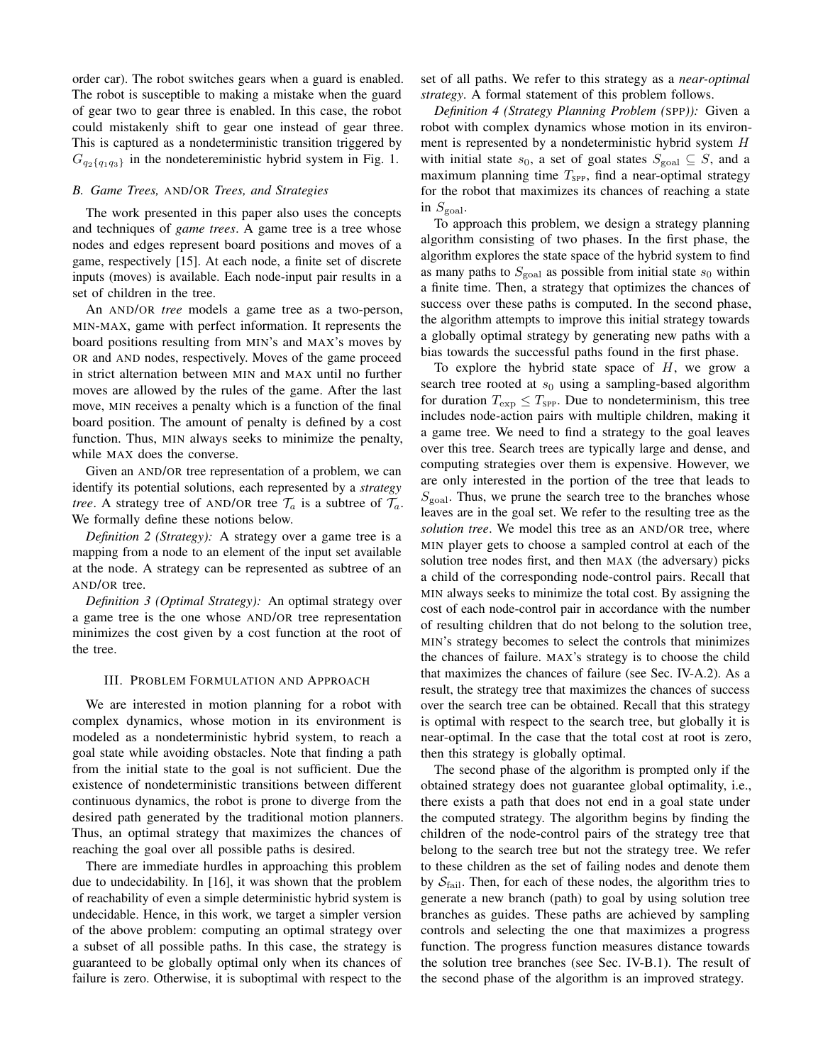order car). The robot switches gears when a guard is enabled. The robot is susceptible to making a mistake when the guard of gear two to gear three is enabled. In this case, the robot could mistakenly shift to gear one instead of gear three. This is captured as a nondeterministic transition triggered by $G_{q_2\{q_1 q_3\}}$ in the nondetereministic hybrid system in Fig. 1.

### B. Game Trees, AND/OR Trees, and Strategies

The work presented in this paper also uses the concepts and techniques of *game trees*. A game tree is a tree whose nodes and edges represent board positions and moves of a game, respectively [15]. At each node, a finite set of discrete inputs (moves) is available. Each node-input pair results in a set of children in the tree.

An AND/OR *tree* models a game tree as a two-person, MIN-MAX, game with perfect information. It represents the board positions resulting from MIN's and MAX's moves by OR and AND nodes, respectively. Moves of the game proceed in strict alternation between MIN and MAX until no further moves are allowed by the rules of the game. After the last move, MIN receives a penalty which is a function of the final board position. The amount of penalty is defined by a cost function. Thus, MIN always seeks to minimize the penalty, while MAX does the converse.

Given an AND/OR tree representation of a problem, we can identify its potential solutions, each represented by a *strategy tree*. A strategy tree of AND/OR tree $\mathcal{T}_a$ is a subtree of $\mathcal{T}_a$. We formally define these notions below.

*Definition 2 (Strategy):* A strategy over a game tree is a mapping from a node to an element of the input set available at the node. A strategy can be represented as subtree of an AND/OR tree.

*Definition 3 (Optimal Strategy):* An optimal strategy over a game tree is the one whose AND/OR tree representation minimizes the cost given by a cost function at the root of the tree.

## III. Problem Formulation and Approach

We are interested in motion planning for a robot with complex dynamics, whose motion in its environment is modeled as a nondeterministic hybrid system, to reach a goal state while avoiding obstacles. Note that finding a path from the initial state to the goal is not sufficient. Due the existence of nondeterministic transitions between different continuous dynamics, the robot is prone to diverge from the desired path generated by the traditional motion planners. Thus, an optimal strategy that maximizes the chances of reaching the goal over all possible paths is desired.

There are immediate hurdles in approaching this problem due to undecidability. In [16], it was shown that the problem of reachability of even a simple deterministic hybrid system is undecidable. Hence, in this work, we target a simpler version of the above problem: computing an optimal strategy over a subset of all possible paths. In this case, the strategy is guaranteed to be globally optimal only when its chances of failure is zero. Otherwise, it is suboptimal with respect to the set of all paths. We refer to this strategy as a *near-optimal strategy*. A formal statement of this problem follows.

*Definition 4 (Strategy Planning Problem (SPP)):* Given a robot with complex dynamics whose motion in its environment is represented by a nondeterministic hybrid system $H$ with initial state $s_0$, a set of goal states $S_{\text{goal}} \subseteq S$, and a maximum planning time $T_{\text{SPP}}$, find a near-optimal strategy for the robot that maximizes its chances of reaching a state in $S_{\text{goal}}$.

To approach this problem, we design a strategy planning algorithm consisting of two phases. In the first phase, the algorithm explores the state space of the hybrid system to find as many paths to $S_{\text{goal}}$ as possible from initial state $s_0$ within a finite time. Then, a strategy that optimizes the chances of success over these paths is computed. In the second phase, the algorithm attempts to improve this initial strategy towards a globally optimal strategy by generating new paths with a bias towards the successful paths found in the first phase.

To explore the hybrid state space of $H$, we grow a search tree rooted at $s_0$ using a sampling-based algorithm for duration $T_{\text{exp}} \leq T_{\text{SPP}}$. Due to nondeterminism, this tree includes node-action pairs with multiple children, making it a game tree. We need to find a strategy to the goal leaves over this tree. Search trees are typically large and dense, and computing strategies over them is expensive. However, we are only interested in the portion of the tree that leads to $S_{\text{goal}}$. Thus, we prune the search tree to the branches whose leaves are in the goal set. We refer to the resulting tree as the *solution tree*. We model this tree as an AND/OR tree, where MIN player gets to choose a sampled control at each of the solution tree nodes first, and then MAX (the adversary) picks a child of the corresponding node-control pairs. Recall that MIN always seeks to minimize the total cost. By assigning the cost of each node-control pair in accordance with the number of resulting children that do not belong to the solution tree, MIN's strategy becomes to select the controls that minimizes the chances of failure. MAX's strategy is to choose the child that maximizes the chances of failure (see Sec. IV-A.2). As a result, the strategy tree that maximizes the chances of success over the search tree can be obtained. Recall that this strategy is optimal with respect to the search tree, but globally it is near-optimal. In the case that the total cost at root is zero, then this strategy is globally optimal.

The second phase of the algorithm is prompted only if the obtained strategy does not guarantee global optimality, i.e., there exists a path that does not end in a goal state under the computed strategy. The algorithm begins by finding the children of the node-control pairs of the strategy tree that belong to the search tree but not the strategy tree. We refer to these children as the set of failing nodes and denote them by $\mathcal{S}_{\text{fail}}$. Then, for each of these nodes, the algorithm tries to generate a new branch (path) to goal by using solution tree branches as guides. These paths are achieved by sampling controls and selecting the one that maximizes a progress function. The progress function measures distance towards the solution tree branches (see Sec. IV-B.1). The result of the second phase of the algorithm is an improved strategy.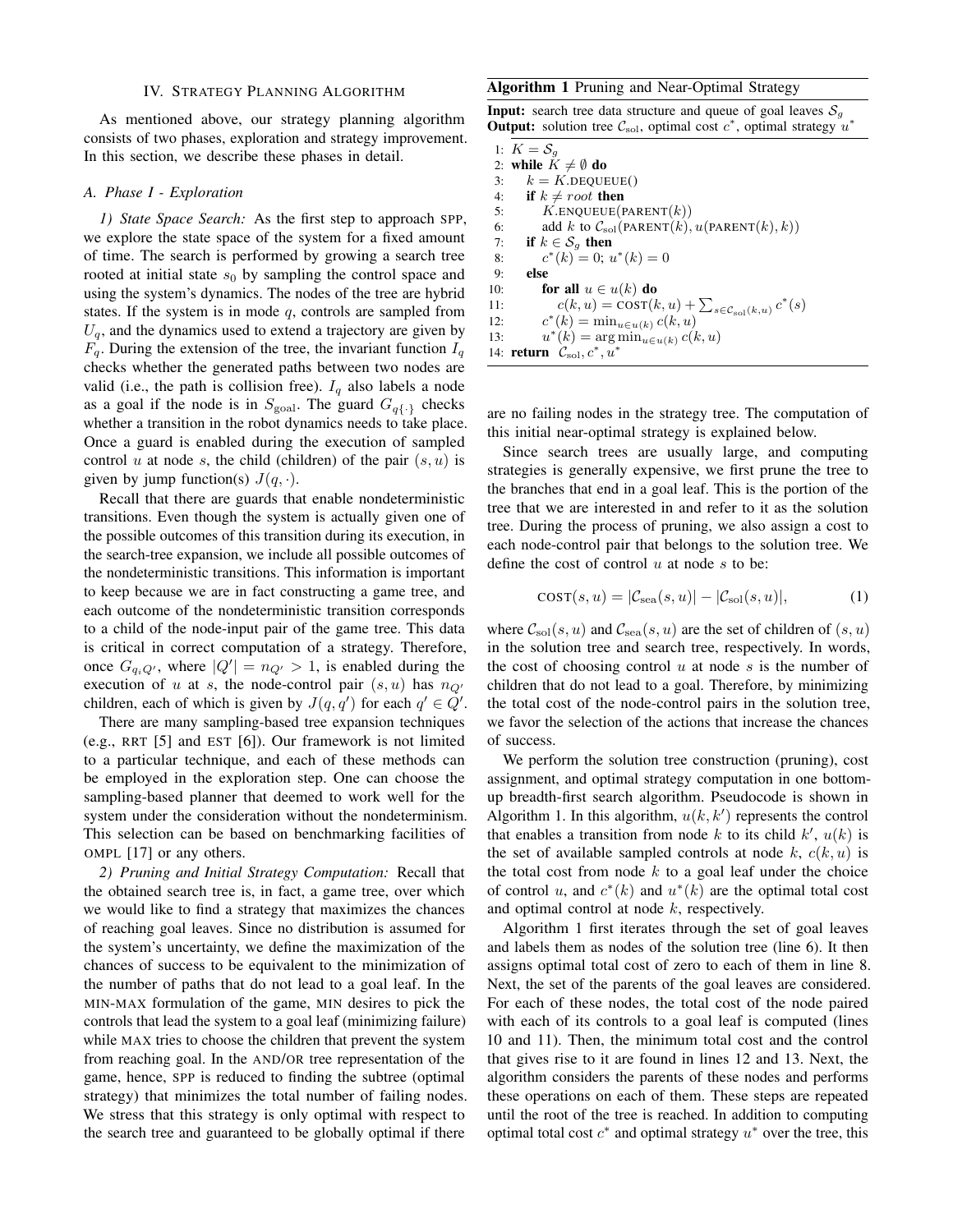## IV. Strategy Planning Algorithm

As mentioned above, our strategy planning algorithm consists of two phases, exploration and strategy improvement. In this section, we describe these phases in detail.

### A. Phase I - Exploration

*1) State Space Search:* As the first step to approach SPP, we explore the state space of the system for a fixed amount of time. The search is performed by growing a search tree rooted at initial state $s_0$ by sampling the control space and using the system's dynamics. The nodes of the tree are hybrid states. If the system is in mode $q$, controls are sampled from $U_q$, and the dynamics used to extend a trajectory are given by $F_q$. During the extension of the tree, the invariant function $I_q$ checks whether the generated paths between two nodes are valid (i.e., the path is collision free). $I_q$ also labels a node as a goal if the node is in $S_{\text{goal}}$. The guard $G_{q\{\cdot\}}$ checks whether a transition in the robot dynamics needs to take place. Once a guard is enabled during the execution of sampled control $u$ at node $s$, the child (children) of the pair $(s, u)$ is given by jump function(s) $J(q, \cdot)$.

Recall that there are guards that enable nondeterministic transitions. Even though the system is actually given one of the possible outcomes of this transition during its execution, in the search-tree expansion, we include all possible outcomes of the nondeterministic transitions. This information is important to keep because we are in fact constructing a game tree, and each outcome of the nondeterministic transition corresponds to a child of the node-input pair of the game tree. This data is critical in correct computation of a strategy. Therefore, once $G_{q_i Q'}$, where $|Q'| = n_{Q'} > 1$, is enabled during the execution of $u$ at $s$, the node-control pair $(s, u)$ has $n_{Q'}$ children, each of which is given by $J(q, q')$ for each $q' \in Q'$.

There are many sampling-based tree expansion techniques (e.g., RRT [5] and EST [6]). Our framework is not limited to a particular technique, and each of these methods can be employed in the exploration step. One can choose the sampling-based planner that deemed to work well for the system under the consideration without the nondeterminism. This selection can be based on benchmarking facilities of OMPL [17] or any others.

*2) Pruning and Initial Strategy Computation:* Recall that the obtained search tree is, in fact, a game tree, over which we would like to find a strategy that maximizes the chances of reaching goal leaves. Since no distribution is assumed for the system's uncertainty, we define the maximization of the chances of success to be equivalent to the minimization of the number of paths that do not lead to a goal leaf. In the MIN-MAX formulation of the game, MIN desires to pick the controls that lead the system to a goal leaf (minimizing failure) while MAX tries to choose the children that prevent the system from reaching goal. In the AND/OR tree representation of the game, hence, SPP is reduced to finding the subtree (optimal strategy) that minimizes the total number of failing nodes. We stress that this strategy is only optimal with respect to the search tree and guaranteed to be globally optimal if there are no failing nodes in the strategy tree. The computation of this initial near-optimal strategy is explained below.

**Algorithm 1** Pruning and Near-Optimal Strategy

**Input:** search tree data structure and queue of goal leaves $\mathcal{S}_g$
**Output:** solution tree $\mathcal{C}_{\text{sol}}$, optimal cost $c^*$, optimal strategy $u^*$

```
1:  K = S_g
2:  while K ≠ ∅ do
3:      k = K.DEQUEUE()
4:      if k ≠ root then
5:          K.ENQUEUE(PARENT(k))
6:          add k to C_sol(PARENT(k), u(PARENT(k), k))
7:      if k ∈ S_g then
8:          c*(k) = 0; u*(k) = 0
9:      else
10:         for all u ∈ u(k) do
11:             c(k, u) = COST(k, u) + Σ_{s ∈ C_sol(k,u)} c*(s)
12:         c*(k) = min_{u ∈ u(k)} c(k, u)
13:         u*(k) = arg min_{u ∈ u(k)} c(k, u)
14: return C_sol, c*, u*
```

Since search trees are usually large, and computing strategies is generally expensive, we first prune the tree to the branches that end in a goal leaf. This is the portion of the tree that we are interested in and refer to it as the solution tree. During the process of pruning, we also assign a cost to each node-control pair that belongs to the solution tree. We define the cost of control $u$ at node $s$ to be:

$$\text{COST}(s, u) = |\mathcal{C}_{\text{sea}}(s, u)| - |\mathcal{C}_{\text{sol}}(s, u)|, \tag{1}$$

where $\mathcal{C}_{\text{sol}}(s, u)$ and $\mathcal{C}_{\text{sea}}(s, u)$ are the set of children of $(s, u)$ in the solution tree and search tree, respectively. In words, the cost of choosing control $u$ at node $s$ is the number of children that do not lead to a goal. Therefore, by minimizing the total cost of the node-control pairs in the solution tree, we favor the selection of the actions that increase the chances of success.

We perform the solution tree construction (pruning), cost assignment, and optimal strategy computation in one bottom-up breadth-first search algorithm. Pseudocode is shown in Algorithm 1. In this algorithm, $u(k, k')$ represents the control that enables a transition from node $k$ to its child $k'$, $u(k)$ is the set of available sampled controls at node $k$, $c(k, u)$ is the total cost from node $k$ to a goal leaf under the choice of control $u$, and $c^*(k)$ and $u^*(k)$ are the optimal total cost and optimal control at node $k$, respectively.

Algorithm 1 first iterates through the set of goal leaves and labels them as nodes of the solution tree (line 6). It then assigns optimal total cost of zero to each of them in line 8. Next, the set of the parents of the goal leaves are considered. For each of these nodes, the total cost of the node paired with each of its controls to a goal leaf is computed (lines 10 and 11). Then, the minimum total cost and the control that gives rise to it are found in lines 12 and 13. Next, the algorithm considers the parents of these nodes and performs these operations on each of them. These steps are repeated until the root of the tree is reached. In addition to computing optimal total cost $c^*$ and optimal strategy $u^*$ over the tree, this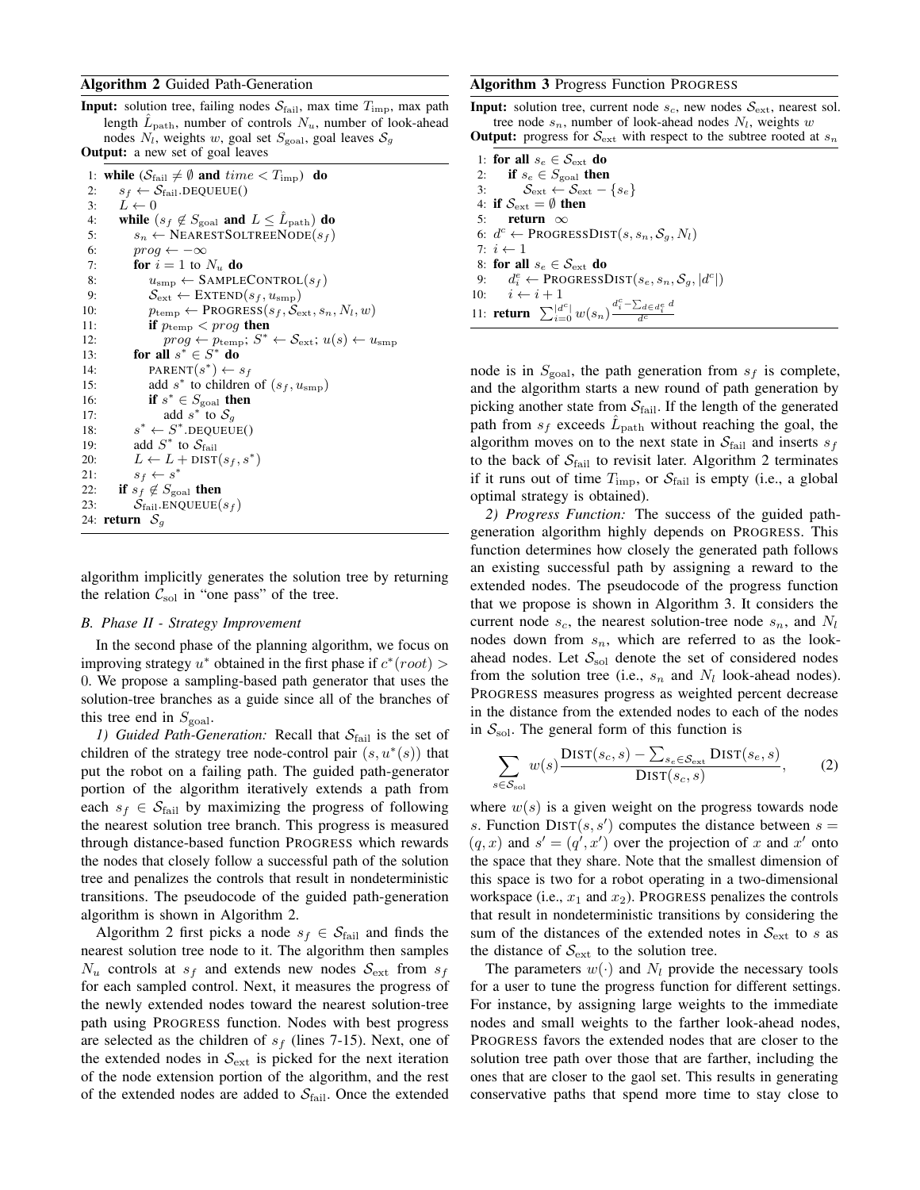**Algorithm 2** Guided Path-Generation

**Input:** solution tree, failing nodes $\mathcal{S}_{\text{fail}}$, max time $T_{\text{imp}}$, max path length $\hat{L}_{\text{path}}$, number of controls $N_u$, number of look-ahead nodes $N_l$, weights $w$, goal set $S_{\text{goal}}$, goal leaves $\mathcal{S}_g$
**Output:** a new set of goal leaves

```
1: while (S_fail ≠ ∅ and time < T_imp) do
2:    s_f ← S_fail.DEQUEUE()
3:    L ← 0
4:    while (s_f ∉ S_goal and L ≤ L̂_path) do
5:       s_n ← NEARESTSOLTREENODE(s_f)
6:       prog ← −∞
7:       for i = 1 to N_u do
8:          u_smp ← SAMPLECONTROL(s_f)
9:          S_ext ← EXTEND(s_f, u_smp)
10:         p_temp ← PROGRESS(s_f, S_ext, s_n, N_l, w)
11:         if p_temp < prog then
12:            prog ← p_temp; S* ← S_ext; u(s) ← u_smp
13:      for all s* ∈ S* do
14:         PARENT(s*) ← s_f
15:         add s* to children of (s_f, u_smp)
16:         if s* ∈ S_goal then
17:            add s* to S_g
18:      s* ← S*.DEQUEUE()
19:      add S* to S_fail
20:      L ← L + DIST(s_f, s*)
21:      s_f ← s*
22:   if s_f ∉ S_goal then
23:      S_fail.ENQUEUE(s_f)
24: return S_g
```

algorithm implicitly generates the solution tree by returning the relation $\mathcal{C}_{\text{sol}}$ in "one pass" of the tree.

### B. Phase II - Strategy Improvement

In the second phase of the planning algorithm, we focus on improving strategy $u^*$ obtained in the first phase if $c^*(root) > 0$. We propose a sampling-based path generator that uses the solution-tree branches as a guide since all of the branches of this tree end in $S_{\text{goal}}$.

*1) Guided Path-Generation:* Recall that $\mathcal{S}_{\text{fail}}$ is the set of children of the strategy tree node-control pair $(s, u^*(s))$ that put the robot on a failing path. The guided path-generator portion of the algorithm iteratively extends a path from each $s_f \in \mathcal{S}_{\text{fail}}$ by maximizing the progress of following the nearest solution tree branch. This progress is measured through distance-based function PROGRESS which rewards the nodes that closely follow a successful path of the solution tree and penalizes the controls that result in nondeterministic transitions. The pseudocode of the guided path-generation algorithm is shown in Algorithm 2.

Algorithm 2 first picks a node $s_f \in \mathcal{S}_{\text{fail}}$ and finds the nearest solution tree node to it. The algorithm then samples $N_u$ controls at $s_f$ and extends new nodes $\mathcal{S}_{\text{ext}}$ from $s_f$ for each sampled control. Next, it measures the progress of the newly extended nodes toward the nearest solution-tree path using PROGRESS function. Nodes with best progress are selected as the children of $s_f$ (lines 7-15). Next, one of the extended nodes in $\mathcal{S}_{\text{ext}}$ is picked for the next iteration of the node extension portion of the algorithm, and the rest of the extended nodes are added to $\mathcal{S}_{\text{fail}}$. Once the extended node is in $S_{\text{goal}}$, the path generation from $s_f$ is complete, and the algorithm starts a new round of path generation by picking another state from $\mathcal{S}_{\text{fail}}$. If the length of the generated path from $s_f$ exceeds $\hat{L}_{\text{path}}$ without reaching the goal, the algorithm moves on to the next state in $\mathcal{S}_{\text{fail}}$ and inserts $s_f$ to the back of $\mathcal{S}_{\text{fail}}$ to revisit later. Algorithm 2 terminates if it runs out of time $T_{\text{imp}}$, or $\mathcal{S}_{\text{fail}}$ is empty (i.e., a global optimal strategy is obtained).

**Algorithm 3** Progress Function PROGRESS

**Input:** solution tree, current node $s_c$, new nodes $\mathcal{S}_{\text{ext}}$, nearest sol. tree node $s_n$, number of look-ahead nodes $N_l$, weights $w$
**Output:** progress for $\mathcal{S}_{\text{ext}}$ with respect to the subtree rooted at $s_n$

```
1: for all s_e ∈ S_ext do
2:    if s_e ∈ S_goal then
3:       S_ext ← S_ext − {s_e}
4: if S_ext = ∅ then
5:    return ∞
6: d^c ← PROGRESSDIST(s, s_n, S_g, N_l)
7: i ← 1
8: for all s_e ∈ S_ext do
9:    d_i^e ← PROGRESSDIST(s_e, s_n, S_g, |d^c|)
10:   i ← i + 1
11: return Σ_{i=0}^{|d^c|} w(s_n) (d_i^c − Σ_{d∈d_i^e} d) / d^c
```

*2) Progress Function:* The success of the guided path-generation algorithm highly depends on PROGRESS. This function determines how closely the generated path follows an existing successful path by assigning a reward to the extended nodes. The pseudocode of the progress function that we propose is shown in Algorithm 3. It considers the current node $s_c$, the nearest solution-tree node $s_n$, and $N_l$ nodes down from $s_n$, which are referred to as the look-ahead nodes. Let $\mathcal{S}_{\text{sol}}$ denote the set of considered nodes from the solution tree (i.e., $s_n$ and $N_l$ look-ahead nodes). PROGRESS measures progress as weighted percent decrease in the distance from the extended nodes to each of the nodes in $\mathcal{S}_{\text{sol}}$. The general form of this function is

$$\sum_{s \in \mathcal{S}_{\text{sol}}} w(s) \frac{\text{DIST}(s_c, s) - \sum_{s_e \in \mathcal{S}_{\text{ext}}} \text{DIST}(s_e, s)}{\text{DIST}(s_c, s)}, \tag{2}$$

where $w(s)$ is a given weight on the progress towards node $s$. Function $\text{DIST}(s, s')$ computes the distance between $s = (q, x)$ and $s' = (q', x')$ over the projection of $x$ and $x'$ onto the space that they share. Note that the smallest dimension of this space is two for a robot operating in a two-dimensional workspace (i.e., $x_1$ and $x_2$). PROGRESS penalizes the controls that result in nondeterministic transitions by considering the sum of the distances of the extended notes in $\mathcal{S}_{\text{ext}}$ to $s$ as the distance of $\mathcal{S}_{\text{ext}}$ to the solution tree.

The parameters $w(\cdot)$ and $N_l$ provide the necessary tools for a user to tune the progress function for different settings. For instance, by assigning large weights to the immediate nodes and small weights to the farther look-ahead nodes, PROGRESS favors the extended nodes that are closer to the solution tree path over those that are farther, including the ones that are closer to the gaol set. This results in generating conservative paths that spend more time to stay close to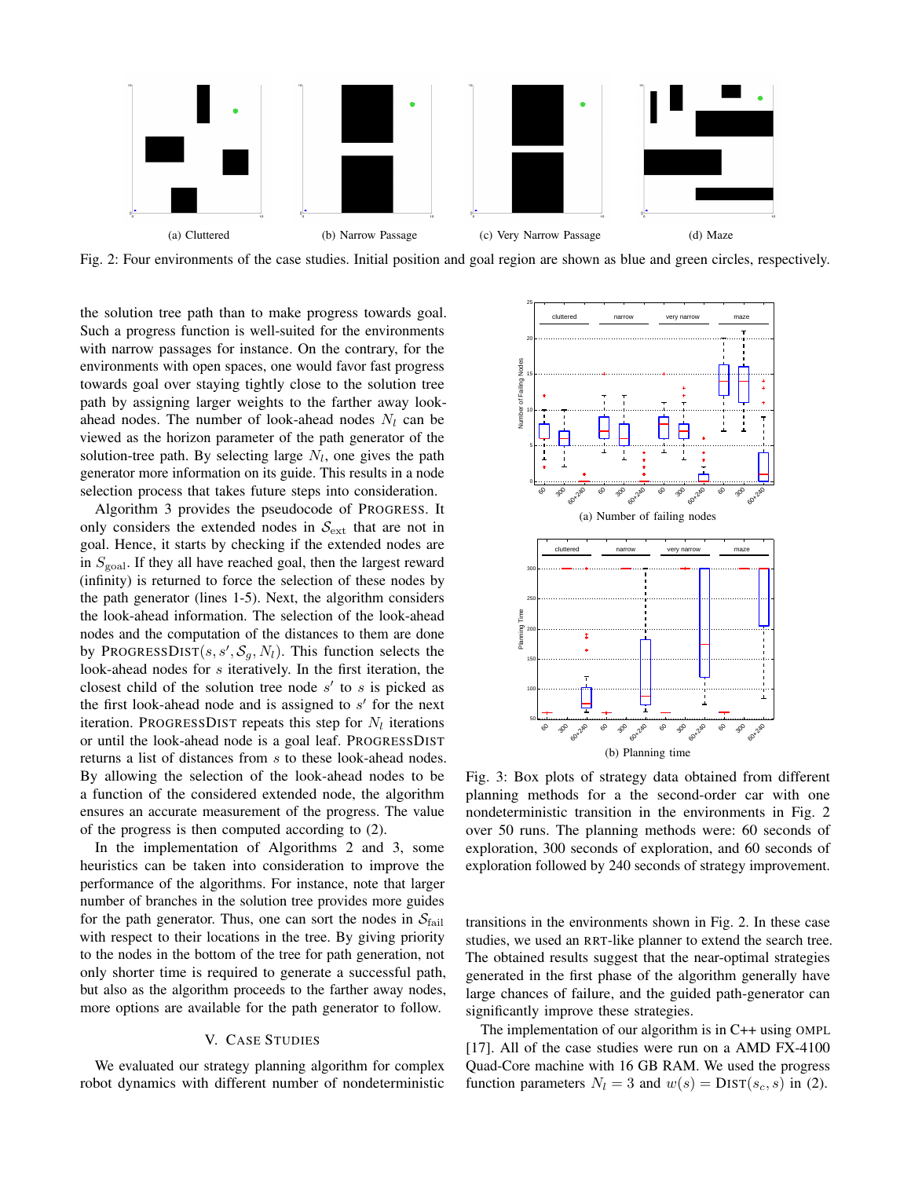(a) Cluttered (b) Narrow Passage (c) Very Narrow Passage (d) Maze

Fig. 2: Four environments of the case studies. Initial position and goal region are shown as blue and green circles, respectively.

the solution tree path than to make progress towards goal. Such a progress function is well-suited for the environments with narrow passages for instance. On the contrary, for the environments with open spaces, one would favor fast progress towards goal over staying tightly close to the solution tree path by assigning larger weights to the farther away look-ahead nodes. The number of look-ahead nodes $N_l$ can be viewed as the horizon parameter of the path generator of the solution-tree path. By selecting large $N_l$, one gives the path generator more information on its guide. This results in a node selection process that takes future steps into consideration.

Algorithm 3 provides the pseudocode of PROGRESS. It only considers the extended nodes in $\mathcal{S}_{\text{ext}}$ that are not in goal. Hence, it starts by checking if the extended nodes are in $S_{\text{goal}}$. If they all have reached goal, then the largest reward (infinity) is returned to force the selection of these nodes by the path generator (lines 1-5). Next, the algorithm considers the look-ahead information. The selection of the look-ahead nodes and the computation of the distances to them are done by PROGRESSDIST$(s, s', \mathcal{S}_g, N_l)$. This function selects the look-ahead nodes for $s$ iteratively. In the first iteration, the closest child of the solution tree node $s'$ to $s$ is picked as the first look-ahead node and is assigned to $s'$ for the next iteration. PROGRESSDIST repeats this step for $N_l$ iterations or until the look-ahead node is a goal leaf. PROGRESSDIST returns a list of distances from $s$ to these look-ahead nodes. By allowing the selection of the look-ahead nodes to be a function of the considered extended node, the algorithm ensures an accurate measurement of the progress. The value of the progress is then computed according to (2).

In the implementation of Algorithms 2 and 3, some heuristics can be taken into consideration to improve the performance of the algorithms. For instance, note that larger number of branches in the solution tree provides more guides for the path generator. Thus, one can sort the nodes in $\mathcal{S}_{\text{fail}}$ with respect to their locations in the tree. By giving priority to the nodes in the bottom of the tree for path generation, not only shorter time is required to generate a successful path, but also as the algorithm proceeds to the farther away nodes, more options are available for the path generator to follow.

## V. CASE STUDIES

We evaluated our strategy planning algorithm for complex robot dynamics with different number of nondeterministic transitions in the environments shown in Fig. 2. In these case studies, we used an RRT-like planner to extend the search tree. The obtained results suggest that the near-optimal strategies generated in the first phase of the algorithm generally have large chances of failure, and the guided path-generator can significantly improve these strategies.

The implementation of our algorithm is in C++ using OMPL [17]. All of the case studies were run on a AMD FX-4100 Quad-Core machine with 16 GB RAM. We used the progress function parameters $N_l = 3$ and $w(s) = \text{DIST}(s_c, s)$ in (2).

(a) Number of failing nodes

(b) Planning time

Fig. 3: Box plots of strategy data obtained from different planning methods for a the second-order car with one nondeterministic transition in the environments in Fig. 2 over 50 runs. The planning methods were: 60 seconds of exploration, 300 seconds of exploration, and 60 seconds of exploration followed by 240 seconds of strategy improvement.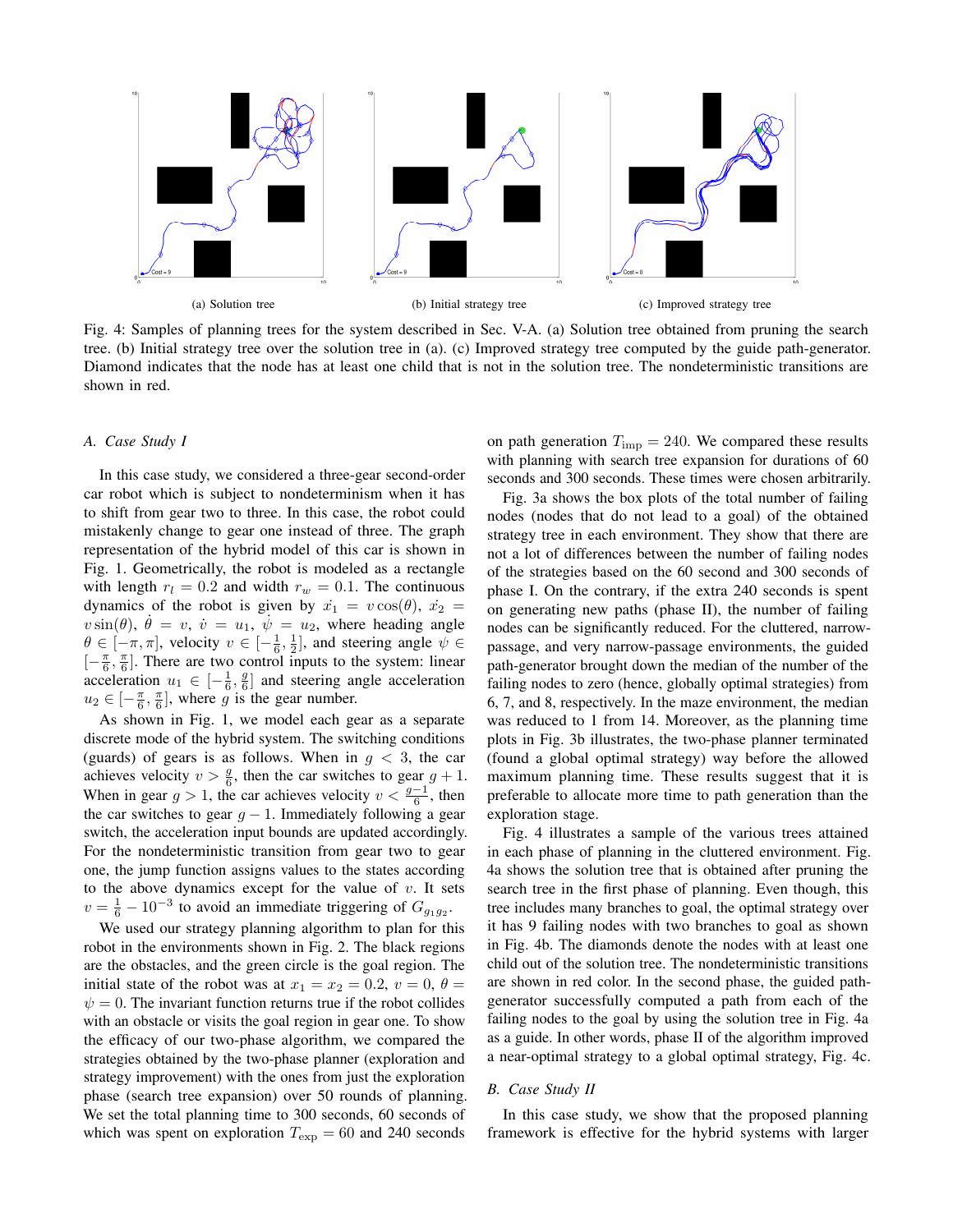(a) Solution tree

(b) Initial strategy tree

(c) Improved strategy tree

Fig. 4: Samples of planning trees for the system described in Sec. V-A. (a) Solution tree obtained from pruning the search tree. (b) Initial strategy tree over the solution tree in (a). (c) Improved strategy tree computed by the guide path-generator. Diamond indicates that the node has at least one child that is not in the solution tree. The nondeterministic transitions are shown in red.

### A. Case Study I

In this case study, we considered a three-gear second-order car robot which is subject to nondeterminism when it has to shift from gear two to three. In this case, the robot could mistakenly change to gear one instead of three. The graph representation of the hybrid model of this car is shown in Fig. 1. Geometrically, the robot is modeled as a rectangle with length $r_l = 0.2$ and width $r_w = 0.1$. The continuous dynamics of the robot is given by $\dot{x_1} = v\cos(\theta)$, $\dot{x_2} = v\sin(\theta)$, $\dot{\theta} = v$, $\dot{v} = u_1$, $\dot{\psi} = u_2$, where heading angle $\theta \in [-\pi, \pi]$, velocity $v \in [-\frac{1}{6}, \frac{1}{2}]$, and steering angle $\psi \in [-\frac{\pi}{6}, \frac{\pi}{6}]$. There are two control inputs to the system: linear acceleration $u_1 \in [-\frac{1}{6}, \frac{g}{6}]$ and steering angle acceleration $u_2 \in [-\frac{\pi}{6}, \frac{\pi}{6}]$, where $g$ is the gear number.

As shown in Fig. 1, we model each gear as a separate discrete mode of the hybrid system. The switching conditions (guards) of gears is as follows. When in $g < 3$, the car achieves velocity $v > \frac{g}{6}$, then the car switches to gear $g+1$. When in gear $g > 1$, the car achieves velocity $v < \frac{g-1}{6}$, then the car switches to gear $g - 1$. Immediately following a gear switch, the acceleration input bounds are updated accordingly. For the nondeterministic transition from gear two to gear one, the jump function assigns values to the states according to the above dynamics except for the value of $v$. It sets $v = \frac{1}{6} - 10^{-3}$ to avoid an immediate triggering of $G_{g_1 g_2}$.

We used our strategy planning algorithm to plan for this robot in the environments shown in Fig. 2. The black regions are the obstacles, and the green circle is the goal region. The initial state of the robot was at $x_1 = x_2 = 0.2$, $v = 0$, $\theta = \psi = 0$. The invariant function returns true if the robot collides with an obstacle or visits the goal region in gear one. To show the efficacy of our two-phase algorithm, we compared the strategies obtained by the two-phase planner (exploration and strategy improvement) with the ones from just the exploration phase (search tree expansion) over 50 rounds of planning. We set the total planning time to 300 seconds, 60 seconds of which was spent on exploration $T_{\text{exp}} = 60$ and 240 seconds on path generation $T_{\text{imp}} = 240$. We compared these results with planning with search tree expansion for durations of 60 seconds and 300 seconds. These times were chosen arbitrarily.

Fig. 3a shows the box plots of the total number of failing nodes (nodes that do not lead to a goal) of the obtained strategy tree in each environment. They show that there are not a lot of differences between the number of failing nodes of the strategies based on the 60 second and 300 seconds of phase I. On the contrary, if the extra 240 seconds is spent on generating new paths (phase II), the number of failing nodes can be significantly reduced. For the cluttered, narrow-passage, and very narrow-passage environments, the guided path-generator brought down the median of the number of the failing nodes to zero (hence, globally optimal strategies) from 6, 7, and 8, respectively. In the maze environment, the median was reduced to 1 from 14. Moreover, as the planning time plots in Fig. 3b illustrates, the two-phase planner terminated (found a global optimal strategy) way before the allowed maximum planning time. These results suggest that it is preferable to allocate more time to path generation than the exploration stage.

Fig. 4 illustrates a sample of the various trees attained in each phase of planning in the cluttered environment. Fig. 4a shows the solution tree that is obtained after pruning the search tree in the first phase of planning. Even though, this tree includes many branches to goal, the optimal strategy over it has 9 failing nodes with two branches to goal as shown in Fig. 4b. The diamonds denote the nodes with at least one child out of the solution tree. The nondeterministic transitions are shown in red color. In the second phase, the guided path-generator successfully computed a path from each of the failing nodes to the goal by using the solution tree in Fig. 4a as a guide. In other words, phase II of the algorithm improved a near-optimal strategy to a global optimal strategy, Fig. 4c.

### B. Case Study II

In this case study, we show that the proposed planning framework is effective for the hybrid systems with larger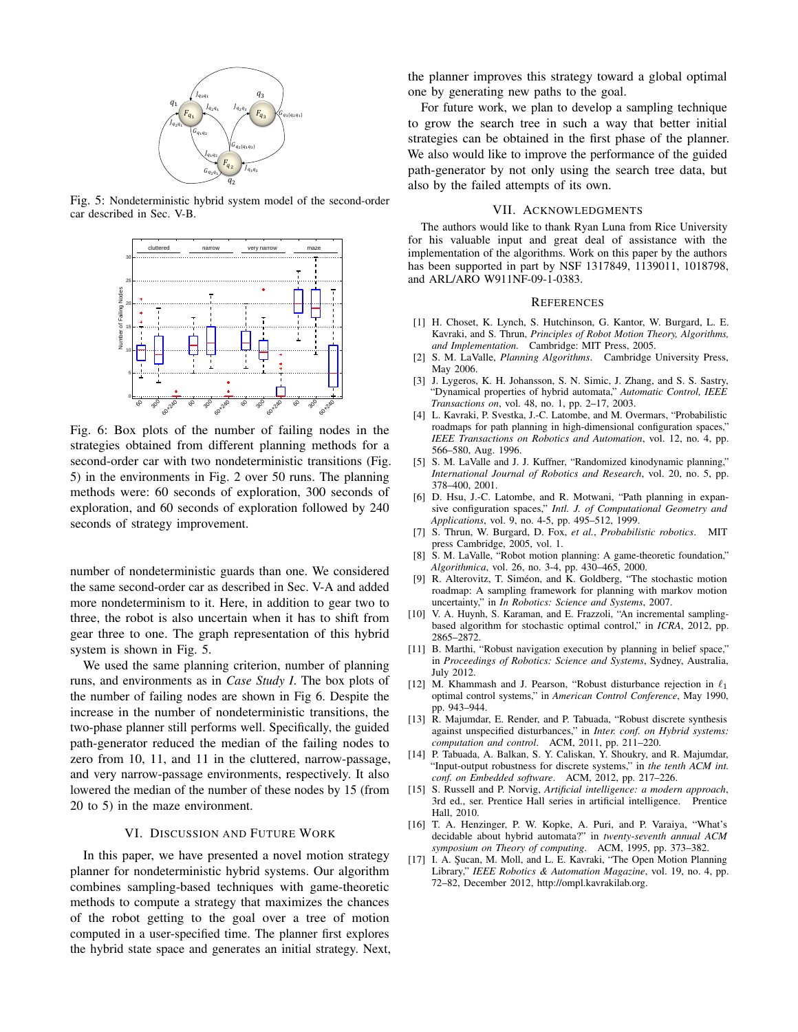$q_1$ $q_3$ $q_2$ $F_{q_1}$ $F_{q_3}$ $F_{q_2}$ $J_{q_3q_1}$ $J_{q_2q_1}$ $J_{q_2q_3}$ $G_{q_3\{q_2q_1\}}$ $G_{q_1q_2}$ $J_{q_1q_2}$ $G_{q_2\{q_1q_3\}}$ $G_{q_2q_1}$ $J_{q_2q_3}$ $J_{q_2q_1}$

Fig. 5: Nondeterministic hybrid system model of the second-order car described in Sec. V-B.

cluttered narrow very narrow maze

Number of Failing Nodes

0 5 10 15 20 25 30

60 300 60+240 60 300 60+240 60 300 60+240 60 300 60+240

Fig. 6: Box plots of the number of failing nodes in the strategies obtained from different planning methods for a second-order car with two nondeterministic transitions (Fig. 5) in the environments in Fig. 2 over 50 runs. The planning methods were: 60 seconds of exploration, 300 seconds of exploration, and 60 seconds of exploration followed by 240 seconds of strategy improvement.

number of nondeterministic guards than one. We considered the same second-order car as described in Sec. V-A and added more nondeterminism to it. Here, in addition to gear two to three, the robot is also uncertain when it has to shift from gear three to one. The graph representation of this hybrid system is shown in Fig. 5.

We used the same planning criterion, number of planning runs, and environments as in *Case Study I*. The box plots of the number of failing nodes are shown in Fig 6. Despite the increase in the number of nondeterministic transitions, the two-phase planner still performs well. Specifically, the guided path-generator reduced the median of the failing nodes to zero from 10, 11, and 11 in the cluttered, narrow-passage, and very narrow-passage environments, respectively. It also lowered the median of the number of these nodes by 15 (from 20 to 5) in the maze environment.

## VI. Discussion and Future Work

In this paper, we have presented a novel motion strategy planner for nondeterministic hybrid systems. Our algorithm combines sampling-based techniques with game-theoretic methods to compute a strategy that maximizes the chances of the robot getting to the goal over a tree of motion computed in a user-specified time. The planner first explores the hybrid state space and generates an initial strategy. Next, the planner improves this strategy toward a global optimal one by generating new paths to the goal.

For future work, we plan to develop a sampling technique to grow the search tree in such a way that better initial strategies can be obtained in the first phase of the planner. We also would like to improve the performance of the guided path-generator by not only using the search tree data, but also by the failed attempts of its own.

## VII. Acknowledgments

The authors would like to thank Ryan Luna from Rice University for his valuable input and great deal of assistance with the implementation of the algorithms. Work on this paper by the authors has been supported in part by NSF 1317849, 1139011, 1018798, and ARL/ARO W911NF-09-1-0383.

## References

[1] H. Choset, K. Lynch, S. Hutchinson, G. Kantor, W. Burgard, L. E. Kavraki, and S. Thrun, *Principles of Robot Motion Theory, Algorithms, and Implementation*. Cambridge: MIT Press, 2005.

[2] S. M. LaValle, *Planning Algorithms*. Cambridge University Press, May 2006.

[3] J. Lygeros, K. H. Johansson, S. N. Simic, J. Zhang, and S. S. Sastry, "Dynamical properties of hybrid automata," *Automatic Control, IEEE Transactions on*, vol. 48, no. 1, pp. 2–17, 2003.

[4] L. Kavraki, P. Svestka, J.-C. Latombe, and M. Overmars, "Probabilistic roadmaps for path planning in high-dimensional configuration spaces," *IEEE Transactions on Robotics and Automation*, vol. 12, no. 4, pp. 566–580, Aug. 1996.

[5] S. M. LaValle and J. J. Kuffner, "Randomized kinodynamic planning," *International Journal of Robotics and Research*, vol. 20, no. 5, pp. 378–400, 2001.

[6] D. Hsu, J.-C. Latombe, and R. Motwani, "Path planning in expansive configuration spaces," *Intl. J. of Computational Geometry and Applications*, vol. 9, no. 4-5, pp. 495–512, 1999.

[7] S. Thrun, W. Burgard, D. Fox, *et al.*, *Probabilistic robotics*. MIT press Cambridge, 2005, vol. 1.

[8] S. M. LaValle, "Robot motion planning: A game-theoretic foundation," *Algorithmica*, vol. 26, no. 3-4, pp. 430–465, 2000.

[9] R. Alterovitz, T. Siméon, and K. Goldberg, "The stochastic motion roadmap: A sampling framework for planning with markov motion uncertainty," in *In Robotics: Science and Systems*, 2007.

[10] V. A. Huynh, S. Karaman, and E. Frazzoli, "An incremental sampling-based algorithm for stochastic optimal control," in *ICRA*, 2012, pp. 2865–2872.

[11] B. Marthi, "Robust navigation execution by planning in belief space," in *Proceedings of Robotics: Science and Systems*, Sydney, Australia, July 2012.

[12] M. Khammash and J. Pearson, "Robust disturbance rejection in $\ell_1$ optimal control systems," in *American Control Conference*, May 1990, pp. 943–944.

[13] R. Majumdar, E. Render, and P. Tabuada, "Robust discrete synthesis against unspecified disturbances," in *Inter. conf. on Hybrid systems: computation and control*. ACM, 2011, pp. 211–220.

[14] P. Tabuada, A. Balkan, S. Y. Caliskan, Y. Shoukry, and R. Majumdar, "Input-output robustness for discrete systems," in *the tenth ACM int. conf. on Embedded software*. ACM, 2012, pp. 217–226.

[15] S. Russell and P. Norvig, *Artificial intelligence: a modern approach*, 3rd ed., ser. Prentice Hall series in artificial intelligence. Prentice Hall, 2010.

[16] T. A. Henzinger, P. W. Kopke, A. Puri, and P. Varaiya, "What's decidable about hybrid automata?" in *twenty-seventh annual ACM symposium on Theory of computing*. ACM, 1995, pp. 373–382.

[17] I. A. Şucan, M. Moll, and L. E. Kavraki, "The Open Motion Planning Library," *IEEE Robotics & Automation Magazine*, vol. 19, no. 4, pp. 72–82, December 2012, http://ompl.kavrakilab.org.